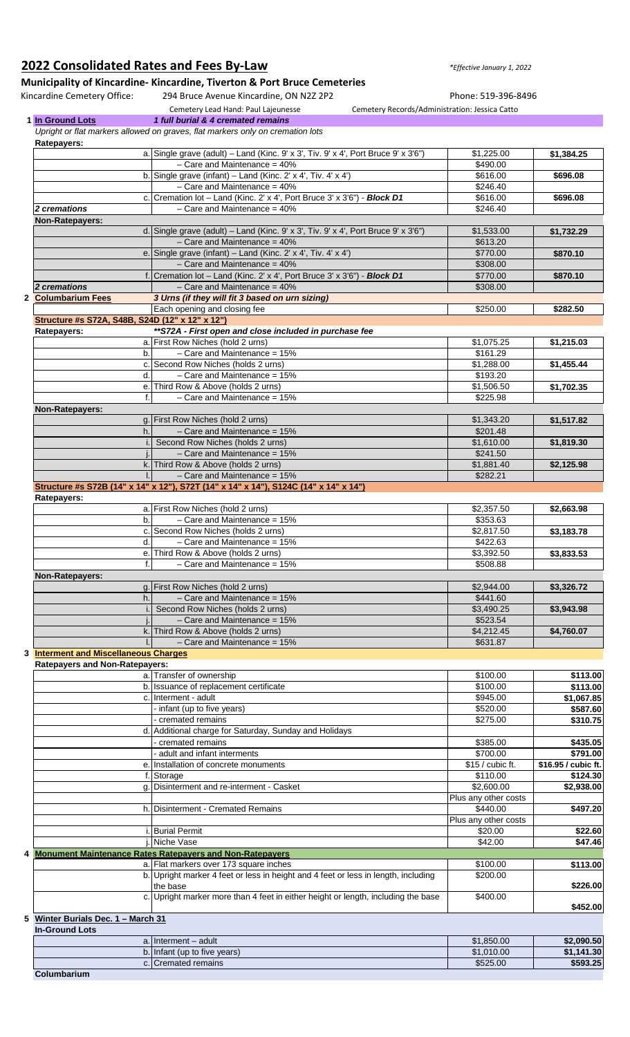# 2022 Consolidated Rates and Fees By-Law

*\*Effective January 1, 2022*

## Municipality of Kincardine- Kincardine, Tiverton & Port Bruce Cemeteries

Kincardine Cemetery Office: 294 Bruce Avenue Kincardine, ON N2Z 2P2 — Phone: 519-396-8496

Cemetery Lead Hand: Paul Lajeunesse — Cemetery Records/Administration: Jessica Catto

| | | | | |
|---|---|---|---|---|
| **1** | **In Ground Lots** | ***1 full burial & 4 cremated remains*** | | |
| | *Upright or flat markers allowed on graves, flat markers only on cremation lots* | | | |
| | **Ratepayers:** | | | |
| | | a. Single grave (adult) – Land (Kinc. 9' x 3', Tiv. 9' x 4', Port Bruce 9' x 3'6") | $1,225.00 | **$1,384.25** |
| | | – Care and Maintenance = 40% | $490.00 | |
| | | b. Single grave (infant) – Land (Kinc. 2' x 4', Tiv. 4' x 4') | $616.00 | **$696.08** |
| | | – Care and Maintenance = 40% | $246.40 | |
| | | c. Cremation lot – Land (Kinc. 2' x 4', Port Bruce 3' x 3'6") - ***Block D1*** | $616.00 | **$696.08** |
| | ***2 cremations*** | – Care and Maintenance = 40% | $246.40 | |
| | **Non-Ratepayers:** | | | |
| | | d. Single grave (adult) – Land (Kinc. 9' x 3', Tiv. 9' x 4', Port Bruce 9' x 3'6") | $1,533.00 | **$1,732.29** |
| | | – Care and Maintenance = 40% | $613.20 | |
| | | e. Single grave (infant) – Land (Kinc. 2' x 4', Tiv. 4' x 4') | $770.00 | **$870.10** |
| | | – Care and Maintenance = 40% | $308.00 | |
| | | f. Cremation lot – Land (Kinc. 2' x 4', Port Bruce 3' x 3'6") - ***Block D1*** | $770.00 | **$870.10** |
| | ***2 cremations*** | – Care and Maintenance = 40% | $308.00 | |
| **2** | **Columbarium Fees** | ***3 Urns (if they will fit 3 based on urn sizing)*** | | |
| | | Each opening and closing fee | $250.00 | **$282.50** |
| | **Structure #s S72A, S48B, S24D (12" x 12" x 12")** | | | |
| | **Ratepayers:** | ***\*\*S72A - First open and close included in purchase fee*** | | |
| | | a. First Row Niches (hold 2 urns) | $1,075.25 | **$1,215.03** |
| | | b. – Care and Maintenance = 15% | $161.29 | |
| | | c. Second Row Niches (holds 2 urns) | $1,288.00 | **$1,455.44** |
| | | d. – Care and Maintenance = 15% | $193.20 | |
| | | e. Third Row & Above (holds 2 urns) | $1,506.50 | **$1,702.35** |
| | | f. – Care and Maintenance = 15% | $225.98 | |
| | **Non-Ratepayers:** | | | |
| | | g. First Row Niches (hold 2 urns) | $1,343.20 | **$1,517.82** |
| | | h. – Care and Maintenance = 15% | $201.48 | |
| | | i. Second Row Niches (holds 2 urns) | $1,610.00 | **$1,819.30** |
| | | j. – Care and Maintenance = 15% | $241.50 | |
| | | k. Third Row & Above (holds 2 urns) | $1,881.40 | **$2,125.98** |
| | | l. – Care and Maintenance = 15% | $282.21 | |
| | **Structure #s S72B (14" x 14" x 12"), S72T (14" x 14" x 14"), S124C (14" x 14" x 14")** | | | |
| | **Ratepayers:** | | | |
| | | a. First Row Niches (hold 2 urns) | $2,357.50 | **$2,663.98** |
| | | b. – Care and Maintenance = 15% | $353.63 | |
| | | c. Second Row Niches (holds 2 urns) | $2,817.50 | **$3,183.78** |
| | | d. – Care and Maintenance = 15% | $422.63 | |
| | | e. Third Row & Above (holds 2 urns) | $3,392.50 | **$3,833.53** |
| | | f. – Care and Maintenance = 15% | $508.88 | |
| | **Non-Ratepayers:** | | | |
| | | g. First Row Niches (hold 2 urns) | $2,944.00 | **$3,326.72** |
| | | h. – Care and Maintenance = 15% | $441.60 | |
| | | i. Second Row Niches (holds 2 urns) | $3,490.25 | **$3,943.98** |
| | | j. – Care and Maintenance = 15% | $523.54 | |
| | | k. Third Row & Above (holds 2 urns) | $4,212.45 | **$4,760.07** |
| | | l. – Care and Maintenance = 15% | $631.87 | |
| **3** | **Interment and Miscellaneous Charges** | | | |
| | **Ratepayers and Non-Ratepayers:** | | | |
| | | a. Transfer of ownership | $100.00 | **$113.00** |
| | | b. Issuance of replacement certificate | $100.00 | **$113.00** |
| | | c. Interment - adult | $945.00 | **$1,067.85** |
| | | - infant (up to five years) | $520.00 | **$587.60** |
| | | - cremated remains | $275.00 | **$310.75** |
| | | d. Additional charge for Saturday, Sunday and Holidays | | |
| | | - cremated remains | $385.00 | **$435.05** |
| | | - adult and infant interments | $700.00 | **$791.00** |
| | | e. Installation of concrete monuments | $15 / cubic ft. | **$16.95 / cubic ft.** |
| | | f. Storage | $110.00 | **$124.30** |
| | | g. Disinterment and re-interment - Casket | $2,600.00 | **$2,938.00** |
| | | | Plus any other costs | |
| | | h. Disinterment - Cremated Remains | $440.00 | **$497.20** |
| | | | Plus any other costs | |
| | | i. Burial Permit | $20.00 | **$22.60** |
| | | j. Niche Vase | $42.00 | **$47.46** |
| **4** | **Monument Maintenance Rates Ratepayers and Non-Ratepayers** | | | |
| | | a. Flat markers over 173 square inches | $100.00 | **$113.00** |
| | | b. Upright marker 4 feet or less in height and 4 feet or less in length, including the base | $200.00 | **$226.00** |
| | | c. Upright marker more than 4 feet in either height or length, including the base | $400.00 | **$452.00** |
| **5** | **Winter Burials Dec. 1 – March 31** | | | |
| | **In-Ground Lots** | | | |
| | | a. Interment – adult | $1,850.00 | **$2,090.50** |
| | | b. Infant (up to five years) | $1,010.00 | **$1,141.30** |
| | | c. Cremated remains | $525.00 | **$593.25** |
| | **Columbarium** | | | |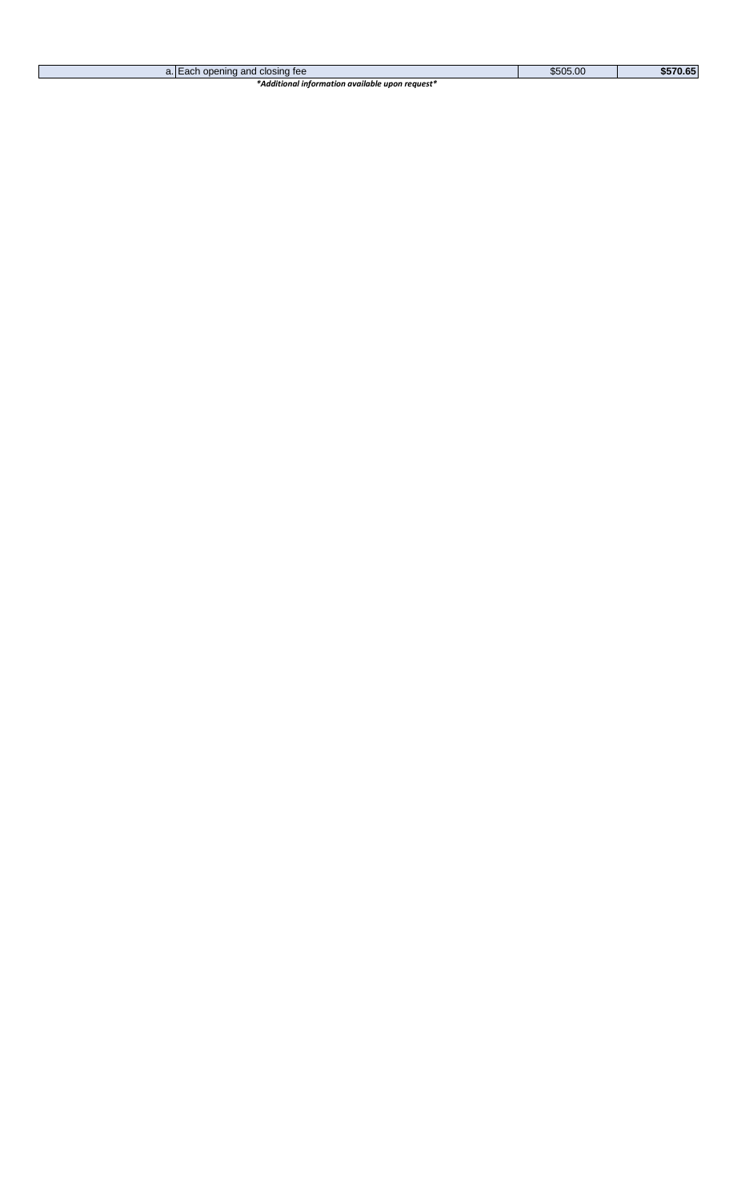| | | | |
|---|---|---|---|
| a. | Each opening and closing fee | $505.00 | **$570.65** |

***Additional information available upon request***